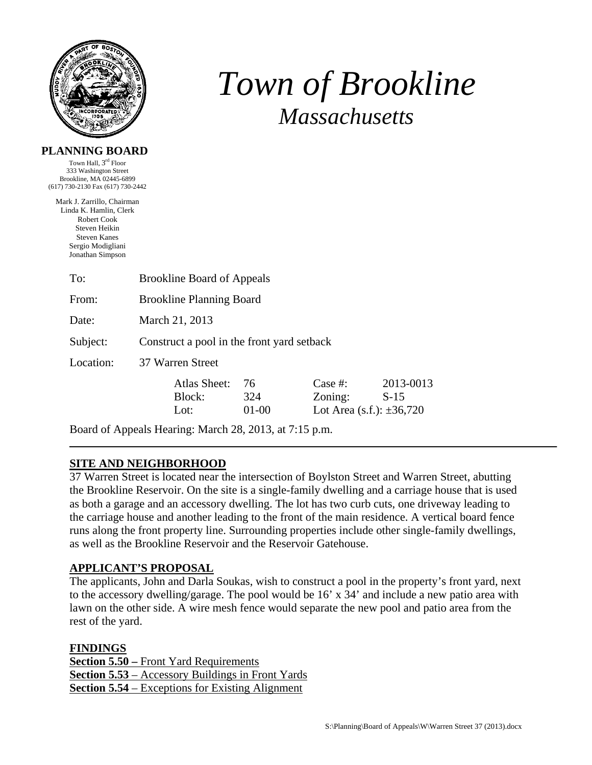# Town of Brookline

## Massachusetts

**PLANNING BOARD**

Town Hall, 3rd Floor
333 Washington Street
Brookline, MA 02445-6899
(617) 730-2130 Fax (617) 730-2442

Mark J. Zarrillo, Chairman
Linda K. Hamlin, Clerk
Robert Cook
Steven Heikin
Steven Kanes
Sergio Modigliani
Jonathan Simpson

To: Brookline Board of Appeals

From: Brookline Planning Board

Date: March 21, 2013

Subject: Construct a pool in the front yard setback

Location: 37 Warren Street

| | | | |
|---|---|---|---|
| Atlas Sheet: | 76 | Case #: | 2013-0013 |
| Block: | 324 | Zoning: | S-15 |
| Lot: | 01-00 | Lot Area (s.f.): | ±36,720 |

Board of Appeals Hearing: March 28, 2013, at 7:15 p.m.

---

## SITE AND NEIGHBORHOOD

37 Warren Street is located near the intersection of Boylston Street and Warren Street, abutting the Brookline Reservoir. On the site is a single-family dwelling and a carriage house that is used as both a garage and an accessory dwelling. The lot has two curb cuts, one driveway leading to the carriage house and another leading to the front of the main residence. A vertical board fence runs along the front property line. Surrounding properties include other single-family dwellings, as well as the Brookline Reservoir and the Reservoir Gatehouse.

## APPLICANT'S PROPOSAL

The applicants, John and Darla Soukas, wish to construct a pool in the property's front yard, next to the accessory dwelling/garage. The pool would be 16' x 34' and include a new patio area with lawn on the other side. A wire mesh fence would separate the new pool and patio area from the rest of the yard.

## FINDINGS

**Section 5.50 –** Front Yard Requirements
**Section 5.53** – Accessory Buildings in Front Yards
**Section 5.54** – Exceptions for Existing Alignment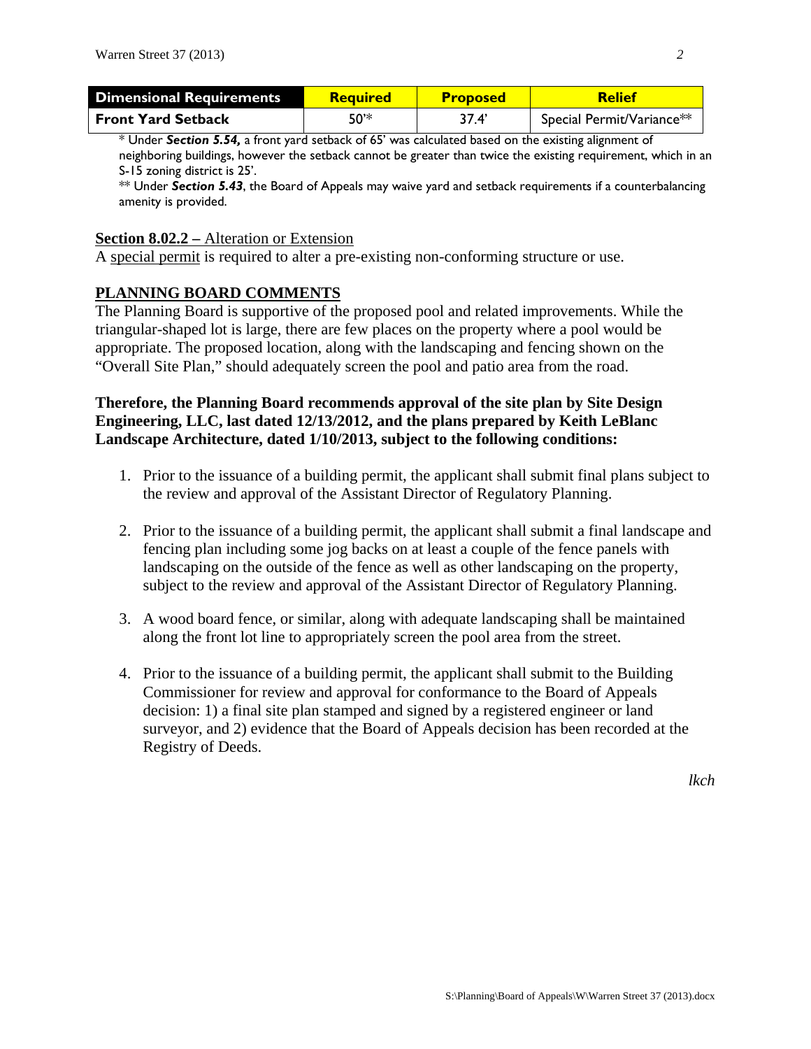| Dimensional Requirements | Required | Proposed | Relief |
|---|---|---|---|
| Front Yard Setback | 50'* | 37.4' | Special Permit/Variance** |

* Under ***Section 5.54,*** a front yard setback of 65' was calculated based on the existing alignment of neighboring buildings, however the setback cannot be greater than twice the existing requirement, which in an S-15 zoning district is 25'.

** Under ***Section 5.43***, the Board of Appeals may waive yard and setback requirements if a counterbalancing amenity is provided.

**Section 8.02.2 –** Alteration or Extension

A special permit is required to alter a pre-existing non-conforming structure or use.

## PLANNING BOARD COMMENTS

The Planning Board is supportive of the proposed pool and related improvements. While the triangular-shaped lot is large, there are few places on the property where a pool would be appropriate. The proposed location, along with the landscaping and fencing shown on the "Overall Site Plan," should adequately screen the pool and patio area from the road.

**Therefore, the Planning Board recommends approval of the site plan by Site Design Engineering, LLC, last dated 12/13/2012, and the plans prepared by Keith LeBlanc Landscape Architecture, dated 1/10/2013, subject to the following conditions:**

1. Prior to the issuance of a building permit, the applicant shall submit final plans subject to the review and approval of the Assistant Director of Regulatory Planning.

2. Prior to the issuance of a building permit, the applicant shall submit a final landscape and fencing plan including some jog backs on at least a couple of the fence panels with landscaping on the outside of the fence as well as other landscaping on the property, subject to the review and approval of the Assistant Director of Regulatory Planning.

3. A wood board fence, or similar, along with adequate landscaping shall be maintained along the front lot line to appropriately screen the pool area from the street.

4. Prior to the issuance of a building permit, the applicant shall submit to the Building Commissioner for review and approval for conformance to the Board of Appeals decision: 1) a final site plan stamped and signed by a registered engineer or land surveyor, and 2) evidence that the Board of Appeals decision has been recorded at the Registry of Deeds.

*lkch*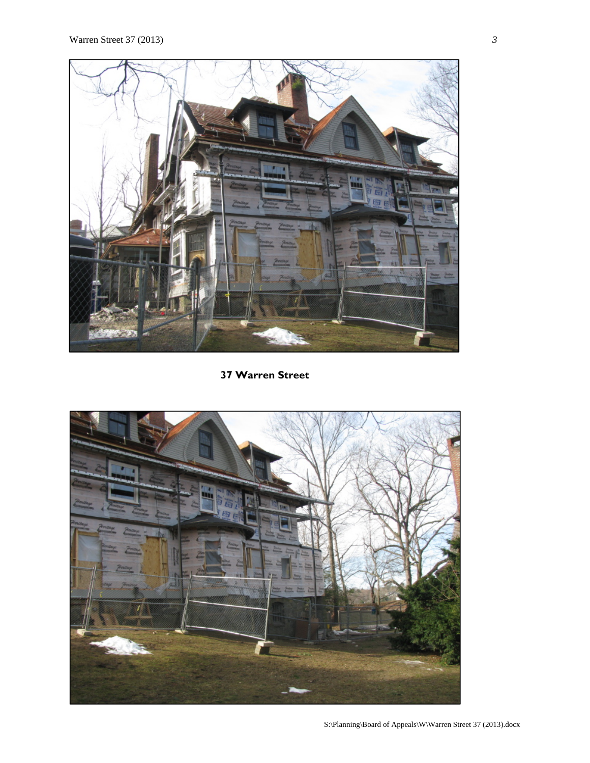**37 Warren Street**